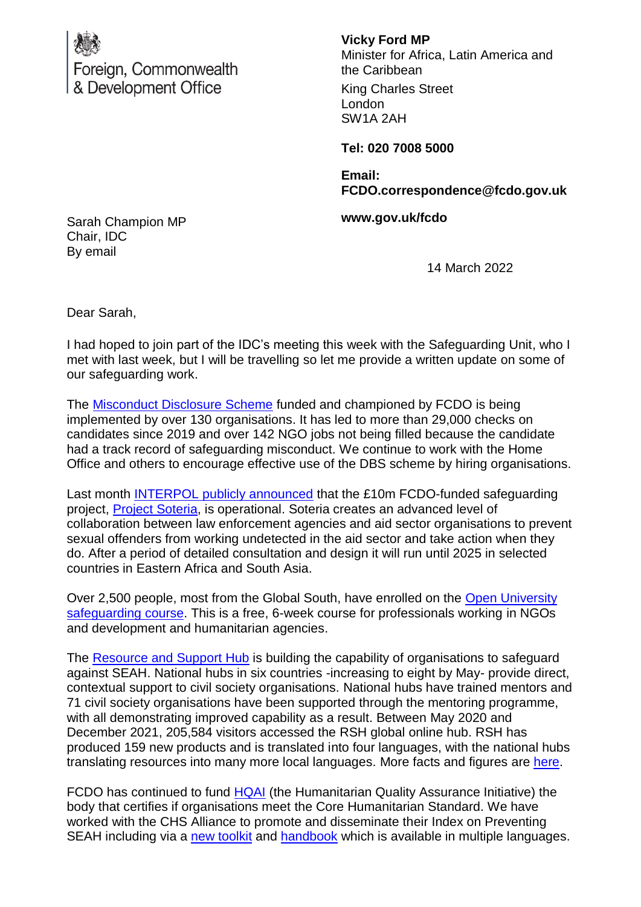Foreign, Commonwealth & Development Office

**Vicky Ford MP**
Minister for Africa, Latin America and the Caribbean

King Charles Street
London
SW1A 2AH

**Tel: 020 7008 5000**

**Email: FCDO.correspondence@fcdo.gov.uk**

**www.gov.uk/fcdo**

Sarah Champion MP
Chair, IDC
By email

14 March 2022

Dear Sarah,

I had hoped to join part of the IDC's meeting this week with the Safeguarding Unit, who I met with last week, but I will be travelling so let me provide a written update on some of our safeguarding work.

The Misconduct Disclosure Scheme funded and championed by FCDO is being implemented by over 130 organisations. It has led to more than 29,000 checks on candidates since 2019 and over 142 NGO jobs not being filled because the candidate had a track record of safeguarding misconduct. We continue to work with the Home Office and others to encourage effective use of the DBS scheme by hiring organisations.

Last month INTERPOL publicly announced that the £10m FCDO-funded safeguarding project, Project Soteria, is operational. Soteria creates an advanced level of collaboration between law enforcement agencies and aid sector organisations to prevent sexual offenders from working undetected in the aid sector and take action when they do. After a period of detailed consultation and design it will run until 2025 in selected countries in Eastern Africa and South Asia.

Over 2,500 people, most from the Global South, have enrolled on the Open University safeguarding course. This is a free, 6-week course for professionals working in NGOs and development and humanitarian agencies.

The Resource and Support Hub is building the capability of organisations to safeguard against SEAH. National hubs in six countries -increasing to eight by May- provide direct, contextual support to civil society organisations. National hubs have trained mentors and 71 civil society organisations have been supported through the mentoring programme, with all demonstrating improved capability as a result. Between May 2020 and December 2021, 205,584 visitors accessed the RSH global online hub. RSH has produced 159 new products and is translated into four languages, with the national hubs translating resources into many more local languages. More facts and figures are here.

FCDO has continued to fund HQAI (the Humanitarian Quality Assurance Initiative) the body that certifies if organisations meet the Core Humanitarian Standard. We have worked with the CHS Alliance to promote and disseminate their Index on Preventing SEAH including via a new toolkit and handbook which is available in multiple languages.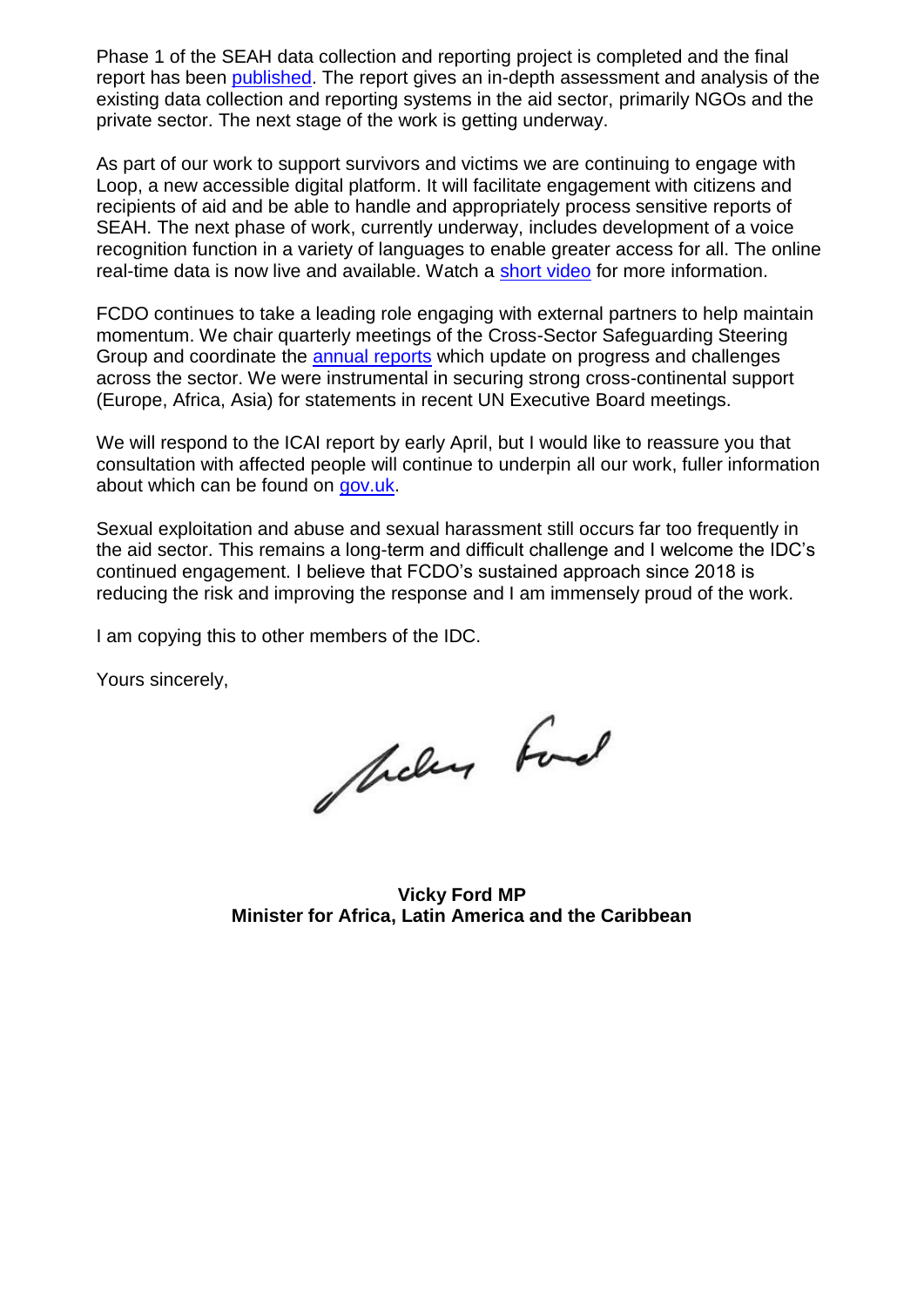Phase 1 of the SEAH data collection and reporting project is completed and the final report has been published. The report gives an in-depth assessment and analysis of the existing data collection and reporting systems in the aid sector, primarily NGOs and the private sector. The next stage of the work is getting underway.

As part of our work to support survivors and victims we are continuing to engage with Loop, a new accessible digital platform. It will facilitate engagement with citizens and recipients of aid and be able to handle and appropriately process sensitive reports of SEAH. The next phase of work, currently underway, includes development of a voice recognition function in a variety of languages to enable greater access for all. The online real-time data is now live and available. Watch a short video for more information.

FCDO continues to take a leading role engaging with external partners to help maintain momentum. We chair quarterly meetings of the Cross-Sector Safeguarding Steering Group and coordinate the annual reports which update on progress and challenges across the sector. We were instrumental in securing strong cross-continental support (Europe, Africa, Asia) for statements in recent UN Executive Board meetings.

We will respond to the ICAI report by early April, but I would like to reassure you that consultation with affected people will continue to underpin all our work, fuller information about which can be found on gov.uk.

Sexual exploitation and abuse and sexual harassment still occurs far too frequently in the aid sector. This remains a long-term and difficult challenge and I welcome the IDC's continued engagement. I believe that FCDO's sustained approach since 2018 is reducing the risk and improving the response and I am immensely proud of the work.

I am copying this to other members of the IDC.

Yours sincerely,

**Vicky Ford MP**
**Minister for Africa, Latin America and the Caribbean**